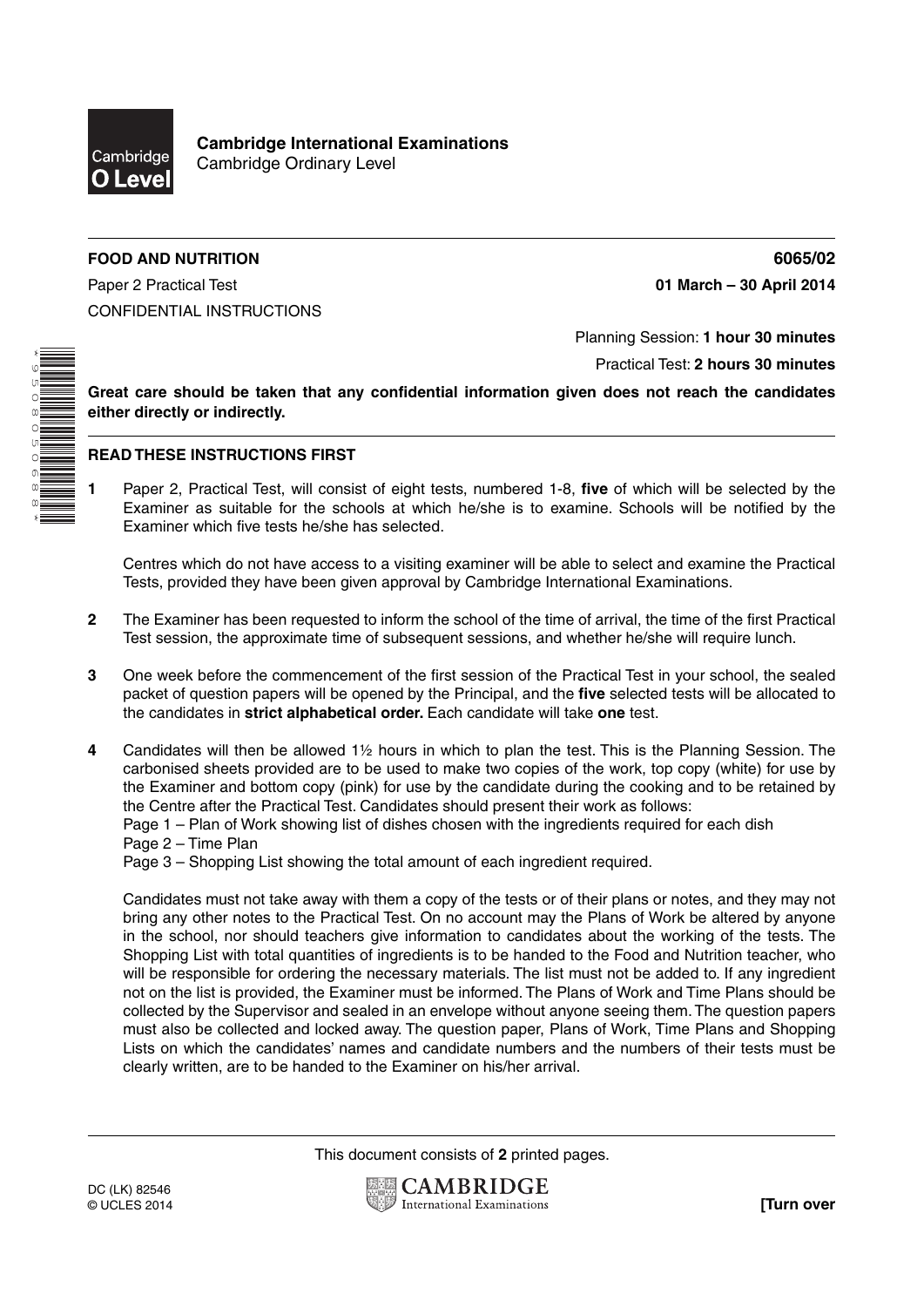**Cambridge International Examinations**
Cambridge Ordinary Level

**FOOD AND NUTRITION** **6065/02**

Paper 2 Practical Test **01 March – 30 April 2014**

CONFIDENTIAL INSTRUCTIONS

Planning Session: **1 hour 30 minutes**

Practical Test: **2 hours 30 minutes**

**Great care should be taken that any confidential information given does not reach the candidates either directly or indirectly.**

## READ THESE INSTRUCTIONS FIRST

**1** Paper 2, Practical Test, will consist of eight tests, numbered 1-8, **five** of which will be selected by the Examiner as suitable for the schools at which he/she is to examine. Schools will be notified by the Examiner which five tests he/she has selected.

Centres which do not have access to a visiting examiner will be able to select and examine the Practical Tests, provided they have been given approval by Cambridge International Examinations.

**2** The Examiner has been requested to inform the school of the time of arrival, the time of the first Practical Test session, the approximate time of subsequent sessions, and whether he/she will require lunch.

**3** One week before the commencement of the first session of the Practical Test in your school, the sealed packet of question papers will be opened by the Principal, and the **five** selected tests will be allocated to the candidates in **strict alphabetical order.** Each candidate will take **one** test.

**4** Candidates will then be allowed 1½ hours in which to plan the test. This is the Planning Session. The carbonised sheets provided are to be used to make two copies of the work, top copy (white) for use by the Examiner and bottom copy (pink) for use by the candidate during the cooking and to be retained by the Centre after the Practical Test. Candidates should present their work as follows:

Page 1 – Plan of Work showing list of dishes chosen with the ingredients required for each dish
Page 2 – Time Plan
Page 3 – Shopping List showing the total amount of each ingredient required.

Candidates must not take away with them a copy of the tests or of their plans or notes, and they may not bring any other notes to the Practical Test. On no account may the Plans of Work be altered by anyone in the school, nor should teachers give information to candidates about the working of the tests. The Shopping List with total quantities of ingredients is to be handed to the Food and Nutrition teacher, who will be responsible for ordering the necessary materials. The list must not be added to. If any ingredient not on the list is provided, the Examiner must be informed. The Plans of Work and Time Plans should be collected by the Supervisor and sealed in an envelope without anyone seeing them. The question papers must also be collected and locked away. The question paper, Plans of Work, Time Plans and Shopping Lists on which the candidates' names and candidate numbers and the numbers of their tests must be clearly written, are to be handed to the Examiner on his/her arrival.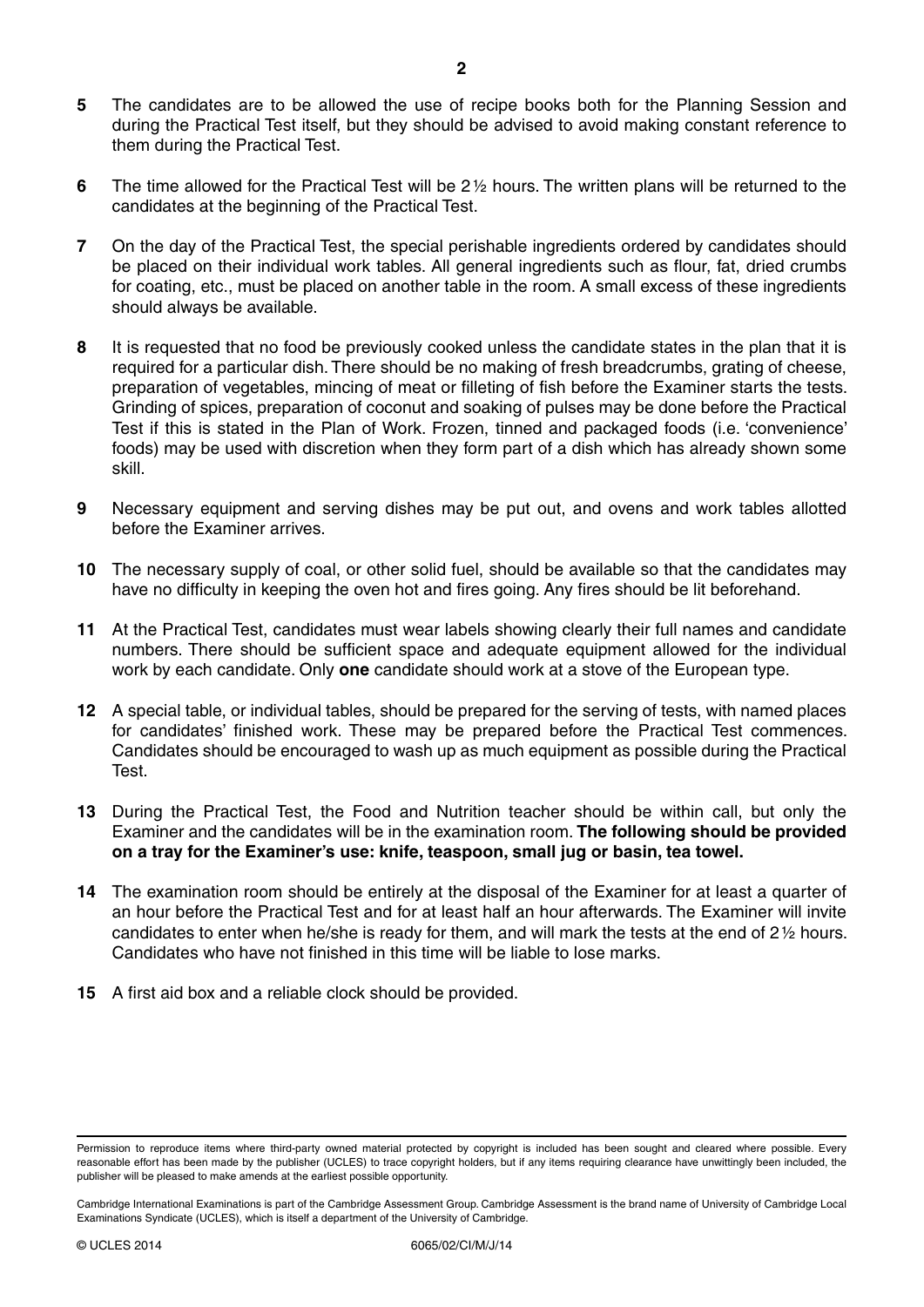5 The candidates are to be allowed the use of recipe books both for the Planning Session and during the Practical Test itself, but they should be advised to avoid making constant reference to them during the Practical Test.

6 The time allowed for the Practical Test will be 2½ hours. The written plans will be returned to the candidates at the beginning of the Practical Test.

7 On the day of the Practical Test, the special perishable ingredients ordered by candidates should be placed on their individual work tables. All general ingredients such as flour, fat, dried crumbs for coating, etc., must be placed on another table in the room. A small excess of these ingredients should always be available.

8 It is requested that no food be previously cooked unless the candidate states in the plan that it is required for a particular dish. There should be no making of fresh breadcrumbs, grating of cheese, preparation of vegetables, mincing of meat or filleting of fish before the Examiner starts the tests. Grinding of spices, preparation of coconut and soaking of pulses may be done before the Practical Test if this is stated in the Plan of Work. Frozen, tinned and packaged foods (i.e. 'convenience' foods) may be used with discretion when they form part of a dish which has already shown some skill.

9 Necessary equipment and serving dishes may be put out, and ovens and work tables allotted before the Examiner arrives.

10 The necessary supply of coal, or other solid fuel, should be available so that the candidates may have no difficulty in keeping the oven hot and fires going. Any fires should be lit beforehand.

11 At the Practical Test, candidates must wear labels showing clearly their full names and candidate numbers. There should be sufficient space and adequate equipment allowed for the individual work by each candidate. Only **one** candidate should work at a stove of the European type.

12 A special table, or individual tables, should be prepared for the serving of tests, with named places for candidates' finished work. These may be prepared before the Practical Test commences. Candidates should be encouraged to wash up as much equipment as possible during the Practical Test.

13 During the Practical Test, the Food and Nutrition teacher should be within call, but only the Examiner and the candidates will be in the examination room. **The following should be provided on a tray for the Examiner's use: knife, teaspoon, small jug or basin, tea towel.**

14 The examination room should be entirely at the disposal of the Examiner for at least a quarter of an hour before the Practical Test and for at least half an hour afterwards. The Examiner will invite candidates to enter when he/she is ready for them, and will mark the tests at the end of 2½ hours. Candidates who have not finished in this time will be liable to lose marks.

15 A first aid box and a reliable clock should be provided.

Permission to reproduce items where third-party owned material protected by copyright is included has been sought and cleared where possible. Every reasonable effort has been made by the publisher (UCLES) to trace copyright holders, but if any items requiring clearance have unwittingly been included, the publisher will be pleased to make amends at the earliest possible opportunity.

Cambridge International Examinations is part of the Cambridge Assessment Group. Cambridge Assessment is the brand name of University of Cambridge Local Examinations Syndicate (UCLES), which is itself a department of the University of Cambridge.